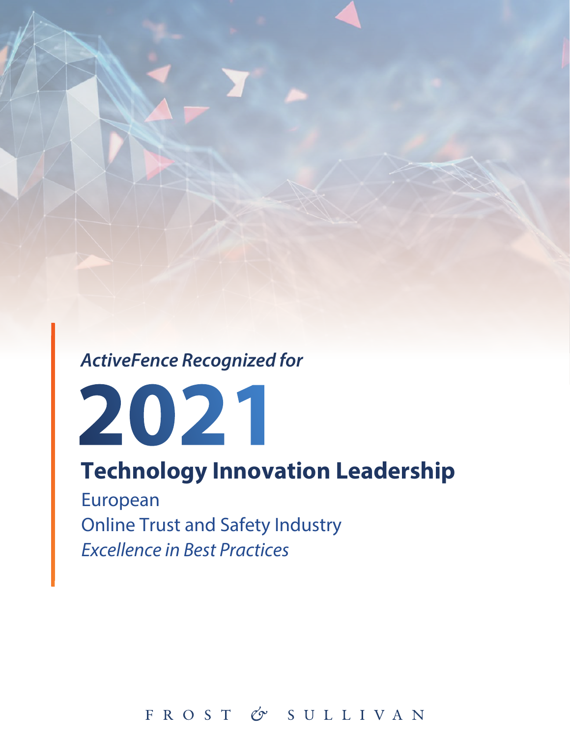*ActiveFence Recognized for*

# 2021

## Technology Innovation Leadership

European

Online Trust and Safety Industry

*Excellence in Best Practices*

FROST & SULLIVAN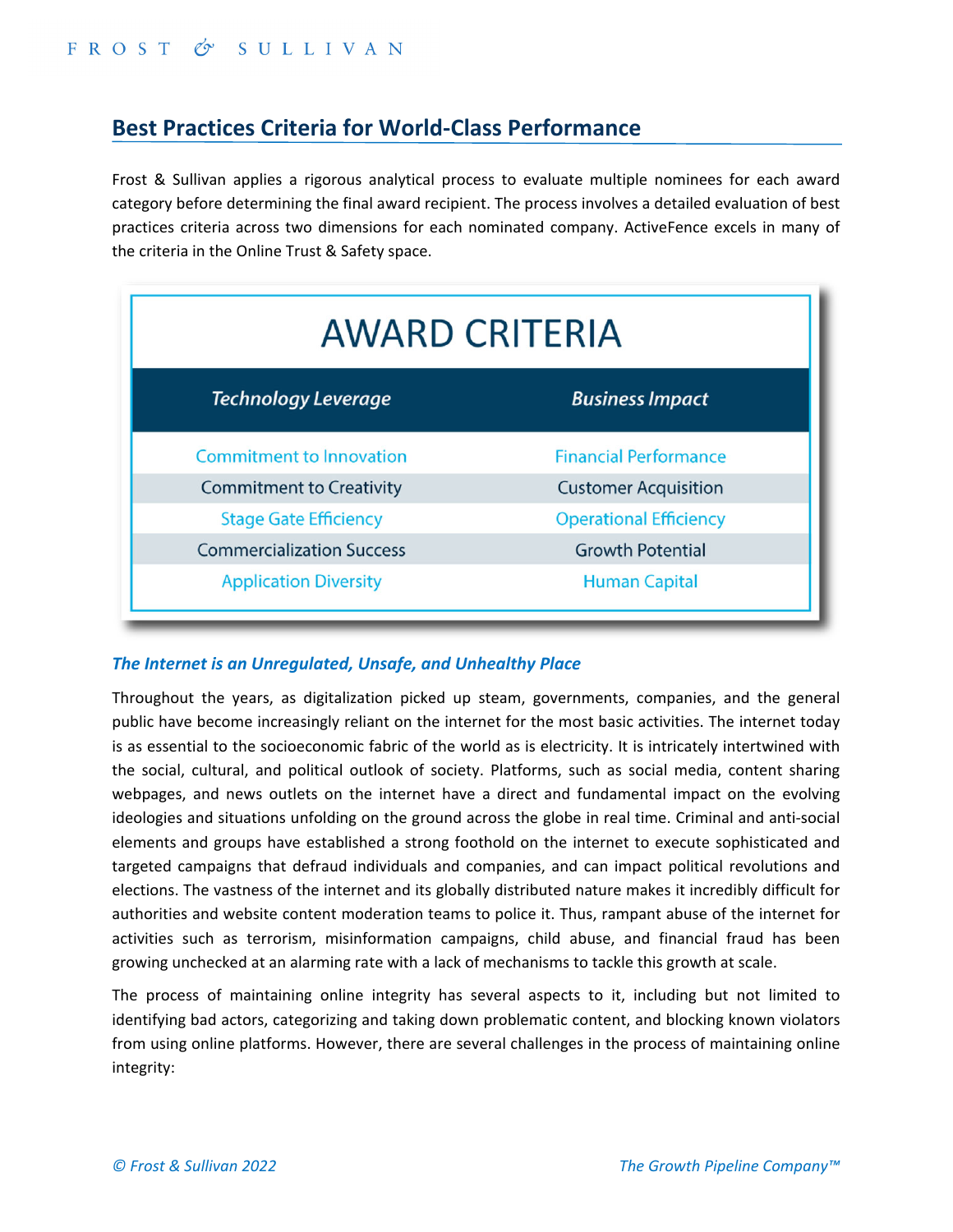## Best Practices Criteria for World-Class Performance

Frost & Sullivan applies a rigorous analytical process to evaluate multiple nominees for each award category before determining the final award recipient. The process involves a detailed evaluation of best practices criteria across two dimensions for each nominated company. ActiveFence excels in many of the criteria in the Online Trust & Safety space.

| AWARD CRITERIA | |
|---|---|
| *Technology Leverage* | *Business Impact* |
| Commitment to Innovation | Financial Performance |
| Commitment to Creativity | Customer Acquisition |
| Stage Gate Efficiency | Operational Efficiency |
| Commercialization Success | Growth Potential |
| Application Diversity | Human Capital |

### *The Internet is an Unregulated, Unsafe, and Unhealthy Place*

Throughout the years, as digitalization picked up steam, governments, companies, and the general public have become increasingly reliant on the internet for the most basic activities. The internet today is as essential to the socioeconomic fabric of the world as is electricity. It is intricately intertwined with the social, cultural, and political outlook of society. Platforms, such as social media, content sharing webpages, and news outlets on the internet have a direct and fundamental impact on the evolving ideologies and situations unfolding on the ground across the globe in real time. Criminal and anti-social elements and groups have established a strong foothold on the internet to execute sophisticated and targeted campaigns that defraud individuals and companies, and can impact political revolutions and elections. The vastness of the internet and its globally distributed nature makes it incredibly difficult for authorities and website content moderation teams to police it. Thus, rampant abuse of the internet for activities such as terrorism, misinformation campaigns, child abuse, and financial fraud has been growing unchecked at an alarming rate with a lack of mechanisms to tackle this growth at scale.

The process of maintaining online integrity has several aspects to it, including but not limited to identifying bad actors, categorizing and taking down problematic content, and blocking known violators from using online platforms. However, there are several challenges in the process of maintaining online integrity: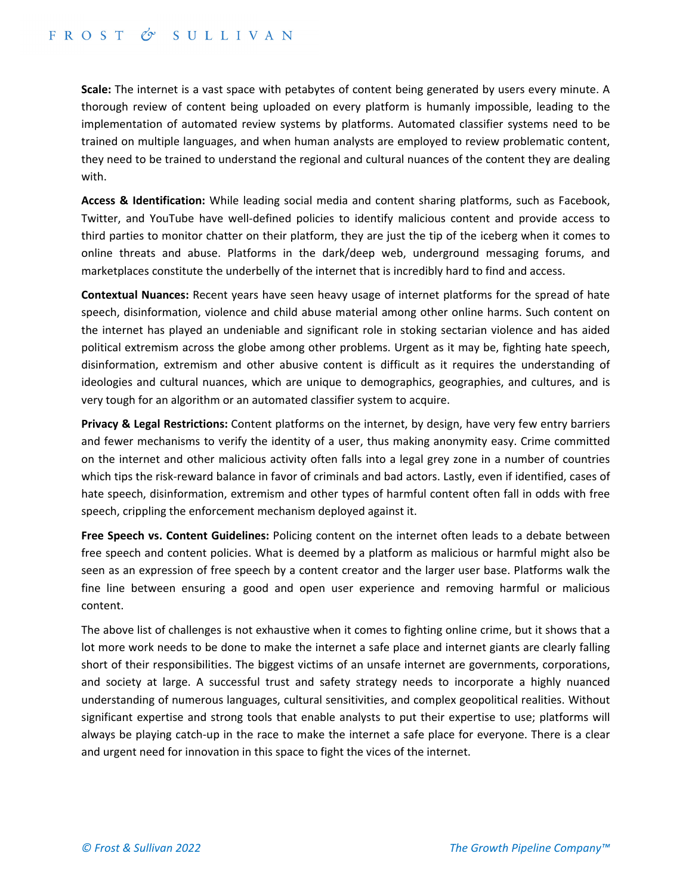**Scale:** The internet is a vast space with petabytes of content being generated by users every minute. A thorough review of content being uploaded on every platform is humanly impossible, leading to the implementation of automated review systems by platforms. Automated classifier systems need to be trained on multiple languages, and when human analysts are employed to review problematic content, they need to be trained to understand the regional and cultural nuances of the content they are dealing with.

**Access & Identification:** While leading social media and content sharing platforms, such as Facebook, Twitter, and YouTube have well-defined policies to identify malicious content and provide access to third parties to monitor chatter on their platform, they are just the tip of the iceberg when it comes to online threats and abuse. Platforms in the dark/deep web, underground messaging forums, and marketplaces constitute the underbelly of the internet that is incredibly hard to find and access.

**Contextual Nuances:** Recent years have seen heavy usage of internet platforms for the spread of hate speech, disinformation, violence and child abuse material among other online harms. Such content on the internet has played an undeniable and significant role in stoking sectarian violence and has aided political extremism across the globe among other problems. Urgent as it may be, fighting hate speech, disinformation, extremism and other abusive content is difficult as it requires the understanding of ideologies and cultural nuances, which are unique to demographics, geographies, and cultures, and is very tough for an algorithm or an automated classifier system to acquire.

**Privacy & Legal Restrictions:** Content platforms on the internet, by design, have very few entry barriers and fewer mechanisms to verify the identity of a user, thus making anonymity easy. Crime committed on the internet and other malicious activity often falls into a legal grey zone in a number of countries which tips the risk-reward balance in favor of criminals and bad actors. Lastly, even if identified, cases of hate speech, disinformation, extremism and other types of harmful content often fall in odds with free speech, crippling the enforcement mechanism deployed against it.

**Free Speech vs. Content Guidelines:** Policing content on the internet often leads to a debate between free speech and content policies. What is deemed by a platform as malicious or harmful might also be seen as an expression of free speech by a content creator and the larger user base. Platforms walk the fine line between ensuring a good and open user experience and removing harmful or malicious content.

The above list of challenges is not exhaustive when it comes to fighting online crime, but it shows that a lot more work needs to be done to make the internet a safe place and internet giants are clearly falling short of their responsibilities. The biggest victims of an unsafe internet are governments, corporations, and society at large. A successful trust and safety strategy needs to incorporate a highly nuanced understanding of numerous languages, cultural sensitivities, and complex geopolitical realities. Without significant expertise and strong tools that enable analysts to put their expertise to use; platforms will always be playing catch-up in the race to make the internet a safe place for everyone. There is a clear and urgent need for innovation in this space to fight the vices of the internet.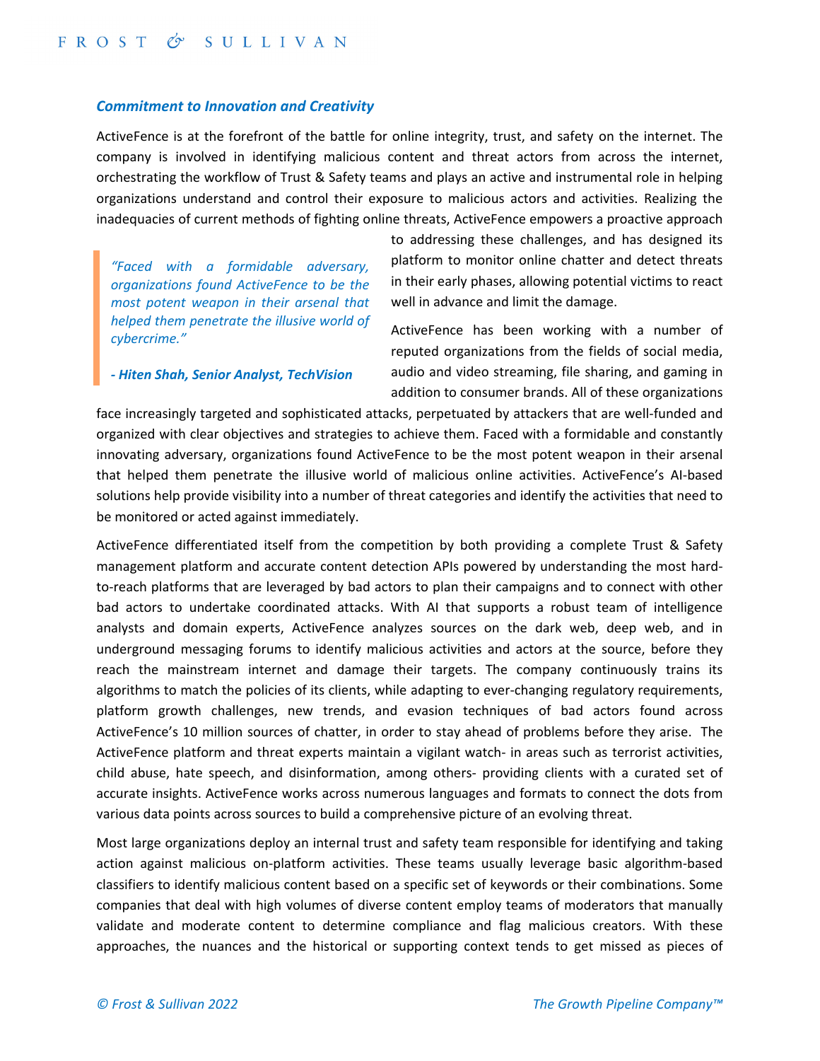### *Commitment to Innovation and Creativity*

ActiveFence is at the forefront of the battle for online integrity, trust, and safety on the internet. The company is involved in identifying malicious content and threat actors from across the internet, orchestrating the workflow of Trust & Safety teams and plays an active and instrumental role in helping organizations understand and control their exposure to malicious actors and activities. Realizing the inadequacies of current methods of fighting online threats, ActiveFence empowers a proactive approach to addressing these challenges, and has designed its platform to monitor online chatter and detect threats in their early phases, allowing potential victims to react well in advance and limit the damage.

> *"Faced with a formidable adversary, organizations found ActiveFence to be the most potent weapon in their arsenal that helped them penetrate the illusive world of cybercrime."*
>
> ***- Hiten Shah, Senior Analyst, TechVision***

ActiveFence has been working with a number of reputed organizations from the fields of social media, audio and video streaming, file sharing, and gaming in addition to consumer brands. All of these organizations face increasingly targeted and sophisticated attacks, perpetuated by attackers that are well-funded and organized with clear objectives and strategies to achieve them. Faced with a formidable and constantly innovating adversary, organizations found ActiveFence to be the most potent weapon in their arsenal that helped them penetrate the illusive world of malicious online activities. ActiveFence's AI-based solutions help provide visibility into a number of threat categories and identify the activities that need to be monitored or acted against immediately.

ActiveFence differentiated itself from the competition by both providing a complete Trust & Safety management platform and accurate content detection APIs powered by understanding the most hard-to-reach platforms that are leveraged by bad actors to plan their campaigns and to connect with other bad actors to undertake coordinated attacks. With AI that supports a robust team of intelligence analysts and domain experts, ActiveFence analyzes sources on the dark web, deep web, and in underground messaging forums to identify malicious activities and actors at the source, before they reach the mainstream internet and damage their targets. The company continuously trains its algorithms to match the policies of its clients, while adapting to ever-changing regulatory requirements, platform growth challenges, new trends, and evasion techniques of bad actors found across ActiveFence's 10 million sources of chatter, in order to stay ahead of problems before they arise. The ActiveFence platform and threat experts maintain a vigilant watch- in areas such as terrorist activities, child abuse, hate speech, and disinformation, among others- providing clients with a curated set of accurate insights. ActiveFence works across numerous languages and formats to connect the dots from various data points across sources to build a comprehensive picture of an evolving threat.

Most large organizations deploy an internal trust and safety team responsible for identifying and taking action against malicious on-platform activities. These teams usually leverage basic algorithm-based classifiers to identify malicious content based on a specific set of keywords or their combinations. Some companies that deal with high volumes of diverse content employ teams of moderators that manually validate and moderate content to determine compliance and flag malicious creators. With these approaches, the nuances and the historical or supporting context tends to get missed as pieces of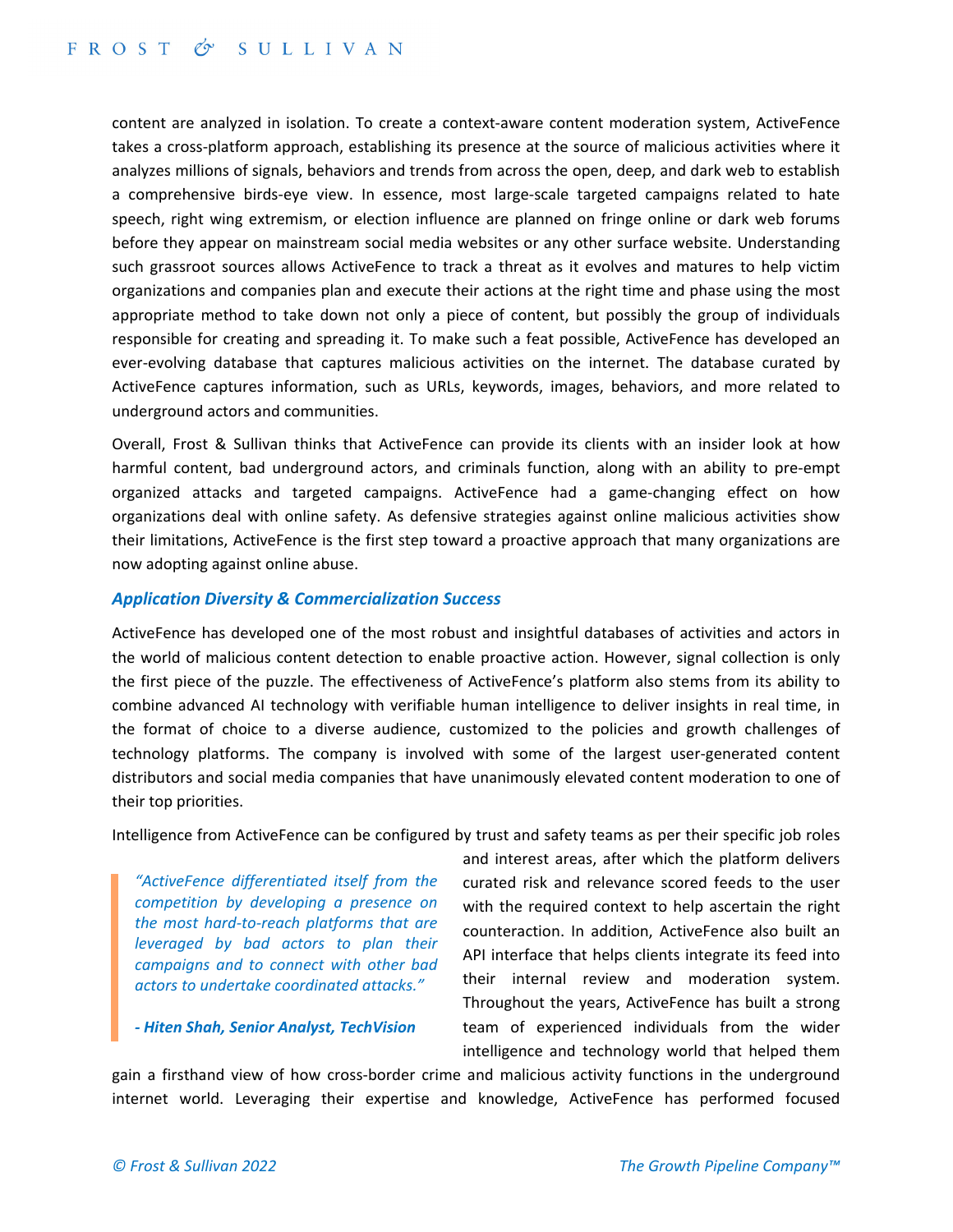content are analyzed in isolation. To create a context-aware content moderation system, ActiveFence takes a cross-platform approach, establishing its presence at the source of malicious activities where it analyzes millions of signals, behaviors and trends from across the open, deep, and dark web to establish a comprehensive birds-eye view. In essence, most large-scale targeted campaigns related to hate speech, right wing extremism, or election influence are planned on fringe online or dark web forums before they appear on mainstream social media websites or any other surface website. Understanding such grassroot sources allows ActiveFence to track a threat as it evolves and matures to help victim organizations and companies plan and execute their actions at the right time and phase using the most appropriate method to take down not only a piece of content, but possibly the group of individuals responsible for creating and spreading it. To make such a feat possible, ActiveFence has developed an ever-evolving database that captures malicious activities on the internet. The database curated by ActiveFence captures information, such as URLs, keywords, images, behaviors, and more related to underground actors and communities.

Overall, Frost & Sullivan thinks that ActiveFence can provide its clients with an insider look at how harmful content, bad underground actors, and criminals function, along with an ability to pre-empt organized attacks and targeted campaigns. ActiveFence had a game-changing effect on how organizations deal with online safety. As defensive strategies against online malicious activities show their limitations, ActiveFence is the first step toward a proactive approach that many organizations are now adopting against online abuse.

### *Application Diversity & Commercialization Success*

ActiveFence has developed one of the most robust and insightful databases of activities and actors in the world of malicious content detection to enable proactive action. However, signal collection is only the first piece of the puzzle. The effectiveness of ActiveFence's platform also stems from its ability to combine advanced AI technology with verifiable human intelligence to deliver insights in real time, in the format of choice to a diverse audience, customized to the policies and growth challenges of technology platforms. The company is involved with some of the largest user-generated content distributors and social media companies that have unanimously elevated content moderation to one of their top priorities.

Intelligence from ActiveFence can be configured by trust and safety teams as per their specific job roles and interest areas, after which the platform delivers curated risk and relevance scored feeds to the user with the required context to help ascertain the right counteraction. In addition, ActiveFence also built an API interface that helps clients integrate its feed into their internal review and moderation system. Throughout the years, ActiveFence has built a strong team of experienced individuals from the wider intelligence and technology world that helped them gain a firsthand view of how cross-border crime and malicious activity functions in the underground internet world. Leveraging their expertise and knowledge, ActiveFence has performed focused

> *"ActiveFence differentiated itself from the competition by developing a presence on the most hard-to-reach platforms that are leveraged by bad actors to plan their campaigns and to connect with other bad actors to undertake coordinated attacks."*
>
> ***- Hiten Shah, Senior Analyst, TechVision***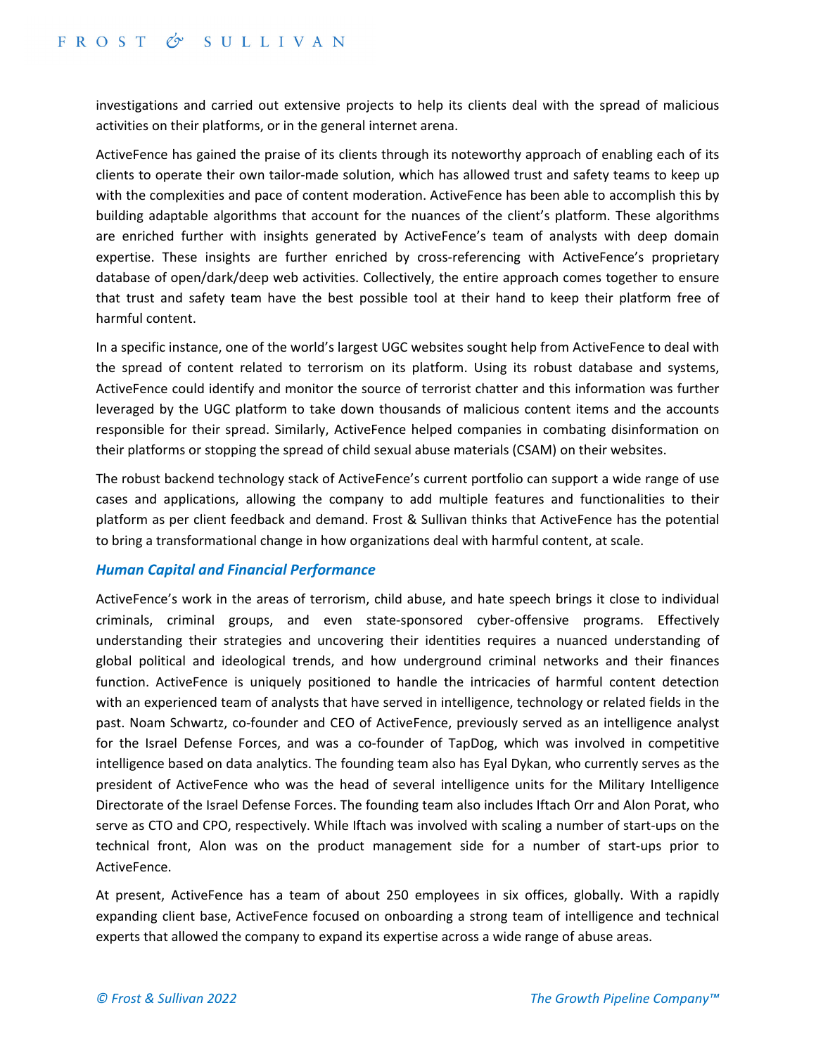investigations and carried out extensive projects to help its clients deal with the spread of malicious activities on their platforms, or in the general internet arena.

ActiveFence has gained the praise of its clients through its noteworthy approach of enabling each of its clients to operate their own tailor-made solution, which has allowed trust and safety teams to keep up with the complexities and pace of content moderation. ActiveFence has been able to accomplish this by building adaptable algorithms that account for the nuances of the client's platform. These algorithms are enriched further with insights generated by ActiveFence's team of analysts with deep domain expertise. These insights are further enriched by cross-referencing with ActiveFence's proprietary database of open/dark/deep web activities. Collectively, the entire approach comes together to ensure that trust and safety team have the best possible tool at their hand to keep their platform free of harmful content.

In a specific instance, one of the world's largest UGC websites sought help from ActiveFence to deal with the spread of content related to terrorism on its platform. Using its robust database and systems, ActiveFence could identify and monitor the source of terrorist chatter and this information was further leveraged by the UGC platform to take down thousands of malicious content items and the accounts responsible for their spread. Similarly, ActiveFence helped companies in combating disinformation on their platforms or stopping the spread of child sexual abuse materials (CSAM) on their websites.

The robust backend technology stack of ActiveFence's current portfolio can support a wide range of use cases and applications, allowing the company to add multiple features and functionalities to their platform as per client feedback and demand. Frost & Sullivan thinks that ActiveFence has the potential to bring a transformational change in how organizations deal with harmful content, at scale.

### *Human Capital and Financial Performance*

ActiveFence's work in the areas of terrorism, child abuse, and hate speech brings it close to individual criminals, criminal groups, and even state-sponsored cyber-offensive programs. Effectively understanding their strategies and uncovering their identities requires a nuanced understanding of global political and ideological trends, and how underground criminal networks and their finances function. ActiveFence is uniquely positioned to handle the intricacies of harmful content detection with an experienced team of analysts that have served in intelligence, technology or related fields in the past. Noam Schwartz, co-founder and CEO of ActiveFence, previously served as an intelligence analyst for the Israel Defense Forces, and was a co-founder of TapDog, which was involved in competitive intelligence based on data analytics. The founding team also has Eyal Dykan, who currently serves as the president of ActiveFence who was the head of several intelligence units for the Military Intelligence Directorate of the Israel Defense Forces. The founding team also includes Iftach Orr and Alon Porat, who serve as CTO and CPO, respectively. While Iftach was involved with scaling a number of start-ups on the technical front, Alon was on the product management side for a number of start-ups prior to ActiveFence.

At present, ActiveFence has a team of about 250 employees in six offices, globally. With a rapidly expanding client base, ActiveFence focused on onboarding a strong team of intelligence and technical experts that allowed the company to expand its expertise across a wide range of abuse areas.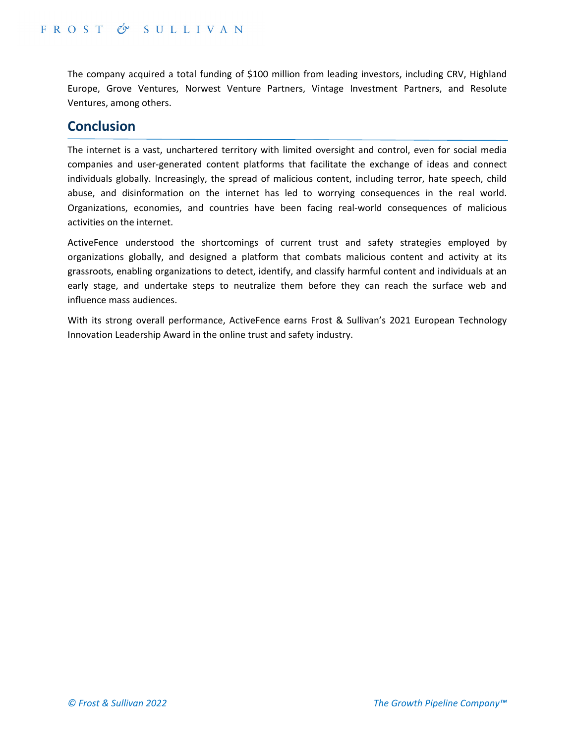The company acquired a total funding of $100 million from leading investors, including CRV, Highland Europe, Grove Ventures, Norwest Venture Partners, Vintage Investment Partners, and Resolute Ventures, among others.

## Conclusion

The internet is a vast, unchartered territory with limited oversight and control, even for social media companies and user-generated content platforms that facilitate the exchange of ideas and connect individuals globally. Increasingly, the spread of malicious content, including terror, hate speech, child abuse, and disinformation on the internet has led to worrying consequences in the real world. Organizations, economies, and countries have been facing real-world consequences of malicious activities on the internet.

ActiveFence understood the shortcomings of current trust and safety strategies employed by organizations globally, and designed a platform that combats malicious content and activity at its grassroots, enabling organizations to detect, identify, and classify harmful content and individuals at an early stage, and undertake steps to neutralize them before they can reach the surface web and influence mass audiences.

With its strong overall performance, ActiveFence earns Frost & Sullivan's 2021 European Technology Innovation Leadership Award in the online trust and safety industry.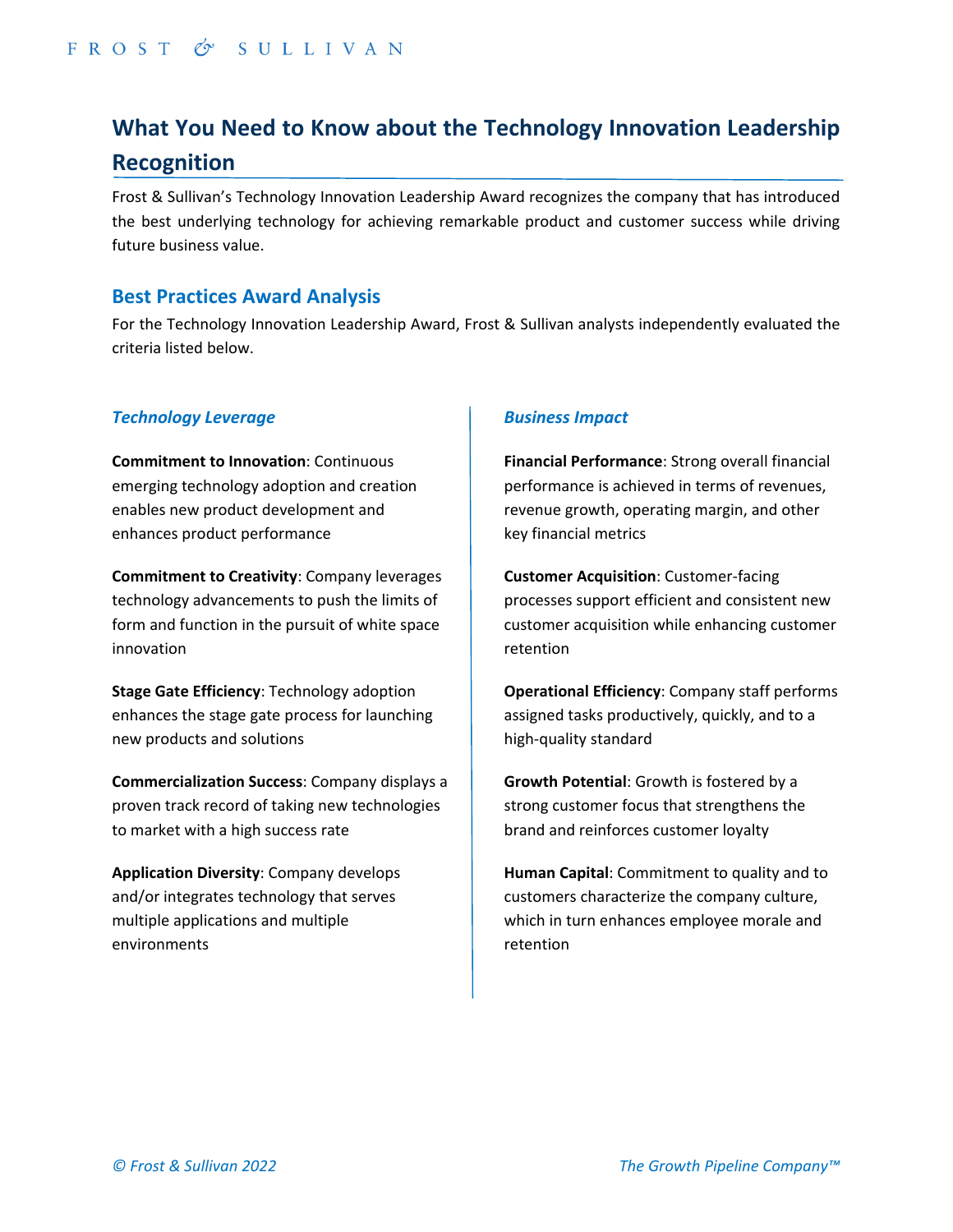# What You Need to Know about the Technology Innovation Leadership Recognition

Frost & Sullivan's Technology Innovation Leadership Award recognizes the company that has introduced the best underlying technology for achieving remarkable product and customer success while driving future business value.

## Best Practices Award Analysis

For the Technology Innovation Leadership Award, Frost & Sullivan analysts independently evaluated the criteria listed below.

### *Technology Leverage*

**Commitment to Innovation**: Continuous emerging technology adoption and creation enables new product development and enhances product performance

**Commitment to Creativity**: Company leverages technology advancements to push the limits of form and function in the pursuit of white space innovation

**Stage Gate Efficiency**: Technology adoption enhances the stage gate process for launching new products and solutions

**Commercialization Success**: Company displays a proven track record of taking new technologies to market with a high success rate

**Application Diversity**: Company develops and/or integrates technology that serves multiple applications and multiple environments

### *Business Impact*

**Financial Performance**: Strong overall financial performance is achieved in terms of revenues, revenue growth, operating margin, and other key financial metrics

**Customer Acquisition**: Customer-facing processes support efficient and consistent new customer acquisition while enhancing customer retention

**Operational Efficiency**: Company staff performs assigned tasks productively, quickly, and to a high-quality standard

**Growth Potential**: Growth is fostered by a strong customer focus that strengthens the brand and reinforces customer loyalty

**Human Capital**: Commitment to quality and to customers characterize the company culture, which in turn enhances employee morale and retention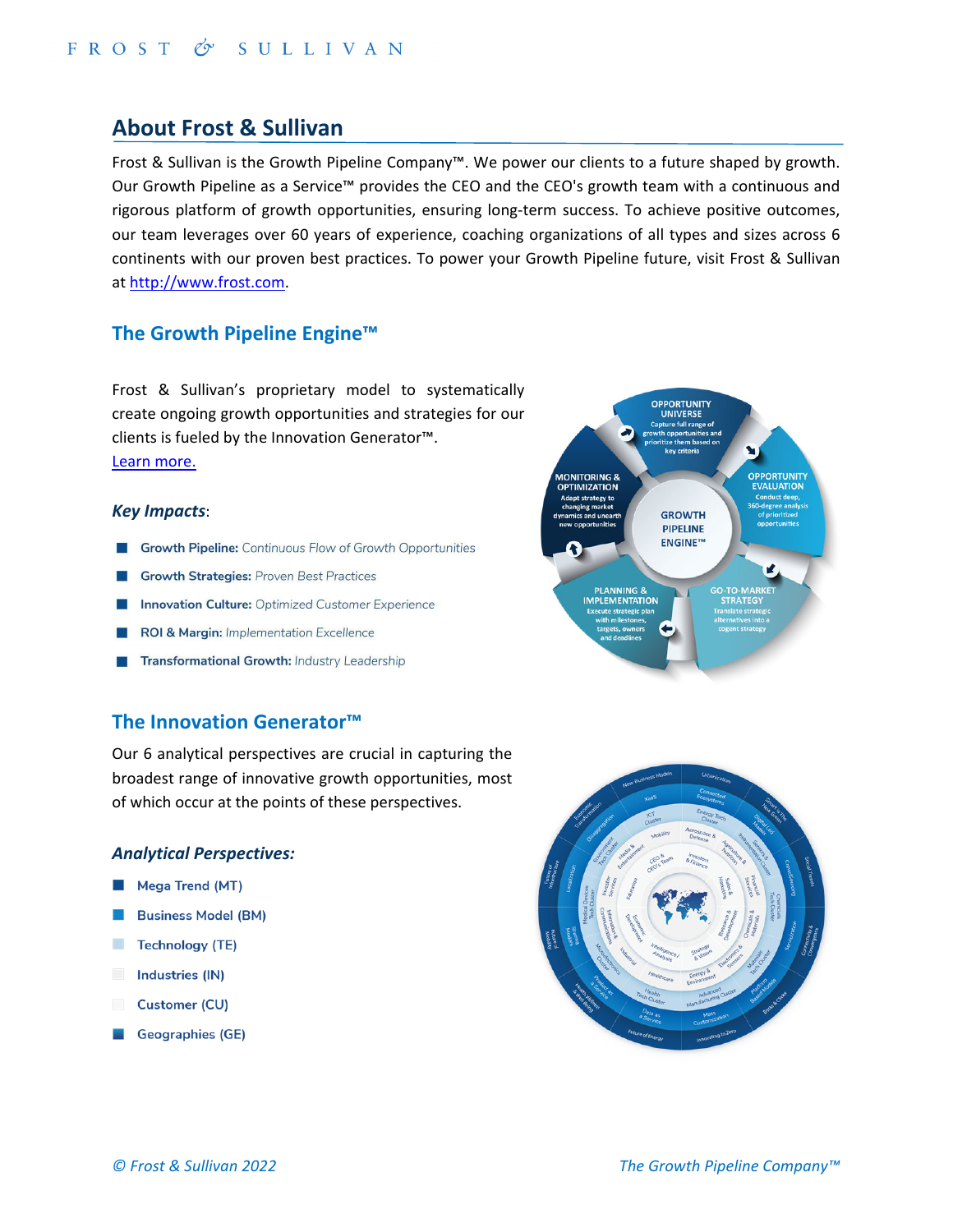## About Frost & Sullivan

Frost & Sullivan is the Growth Pipeline Company™. We power our clients to a future shaped by growth. Our Growth Pipeline as a Service™ provides the CEO and the CEO's growth team with a continuous and rigorous platform of growth opportunities, ensuring long-term success. To achieve positive outcomes, our team leverages over 60 years of experience, coaching organizations of all types and sizes across 6 continents with our proven best practices. To power your Growth Pipeline future, visit Frost & Sullivan at http://www.frost.com.

### The Growth Pipeline Engine™

Frost & Sullivan's proprietary model to systematically create ongoing growth opportunities and strategies for our clients is fueled by the Innovation Generator™.
Learn more.

#### *Key Impacts*:

- **Growth Pipeline:** Continuous Flow of Growth Opportunities
- **Growth Strategies:** Proven Best Practices
- **Innovation Culture:** Optimized Customer Experience
- **ROI & Margin:** Implementation Excellence
- **Transformational Growth:** Industry Leadership

GROWTH PIPELINE ENGINE™

OPPORTUNITY UNIVERSE
Capture full range of growth opportunities and prioritize them based on key criteria

OPPORTUNITY EVALUATION
Conduct deep, 360-degree analysis of prioritized opportunities

GO-TO-MARKET STRATEGY
Translate strategic alternatives into a cogent strategy

PLANNING & IMPLEMENTATION
Execute strategic plan with milestones, targets, owners and deadlines

MONITORING & OPTIMIZATION
Adapt strategy to changing market dynamics and unearth new opportunities

### The Innovation Generator™

Our 6 analytical perspectives are crucial in capturing the broadest range of innovative growth opportunities, most of which occur at the points of these perspectives.

#### *Analytical Perspectives:*

- Mega Trend (MT)
- Business Model (BM)
- Technology (TE)
- Industries (IN)
- Customer (CU)
- Geographies (GE)

© Frost & Sullivan 2022

*The Growth Pipeline Company™*